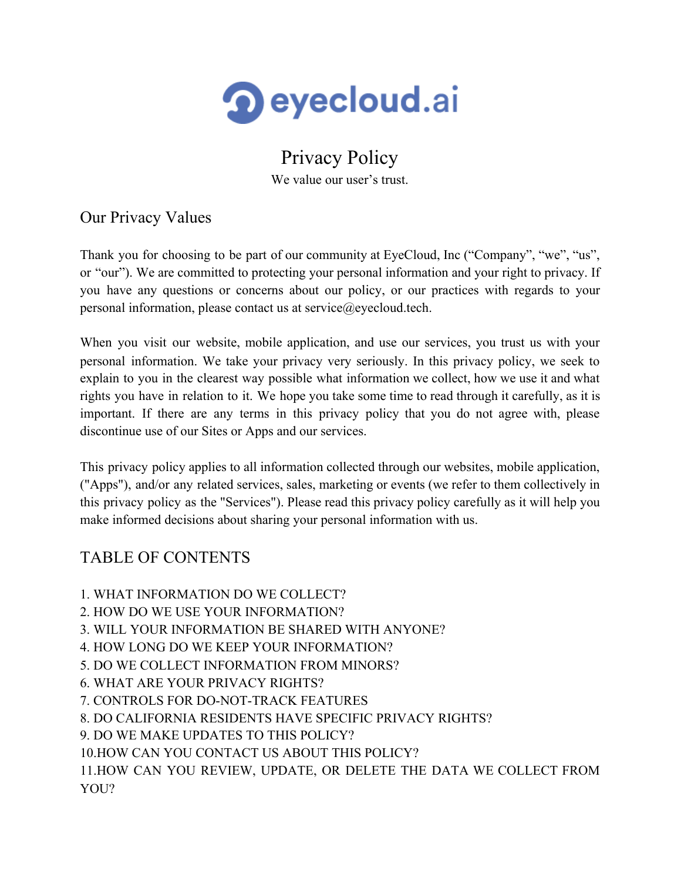eyecloud.ai

# Privacy Policy

We value our user's trust.

## Our Privacy Values

Thank you for choosing to be part of our community at EyeCloud, Inc ("Company", "we", "us", or "our"). We are committed to protecting your personal information and your right to privacy. If you have any questions or concerns about our policy, or our practices with regards to your personal information, please contact us at service@eyecloud.tech.

When you visit our website, mobile application, and use our services, you trust us with your personal information. We take your privacy very seriously. In this privacy policy, we seek to explain to you in the clearest way possible what information we collect, how we use it and what rights you have in relation to it. We hope you take some time to read through it carefully, as it is important. If there are any terms in this privacy policy that you do not agree with, please discontinue use of our Sites or Apps and our services.

This privacy policy applies to all information collected through our websites, mobile application, ("Apps"), and/or any related services, sales, marketing or events (we refer to them collectively in this privacy policy as the "Services"). Please read this privacy policy carefully as it will help you make informed decisions about sharing your personal information with us.

## TABLE OF CONTENTS

1. WHAT INFORMATION DO WE COLLECT?
2. HOW DO WE USE YOUR INFORMATION?
3. WILL YOUR INFORMATION BE SHARED WITH ANYONE?
4. HOW LONG DO WE KEEP YOUR INFORMATION?
5. DO WE COLLECT INFORMATION FROM MINORS?
6. WHAT ARE YOUR PRIVACY RIGHTS?
7. CONTROLS FOR DO-NOT-TRACK FEATURES
8. DO CALIFORNIA RESIDENTS HAVE SPECIFIC PRIVACY RIGHTS?
9. DO WE MAKE UPDATES TO THIS POLICY?
10. HOW CAN YOU CONTACT US ABOUT THIS POLICY?
11. HOW CAN YOU REVIEW, UPDATE, OR DELETE THE DATA WE COLLECT FROM YOU?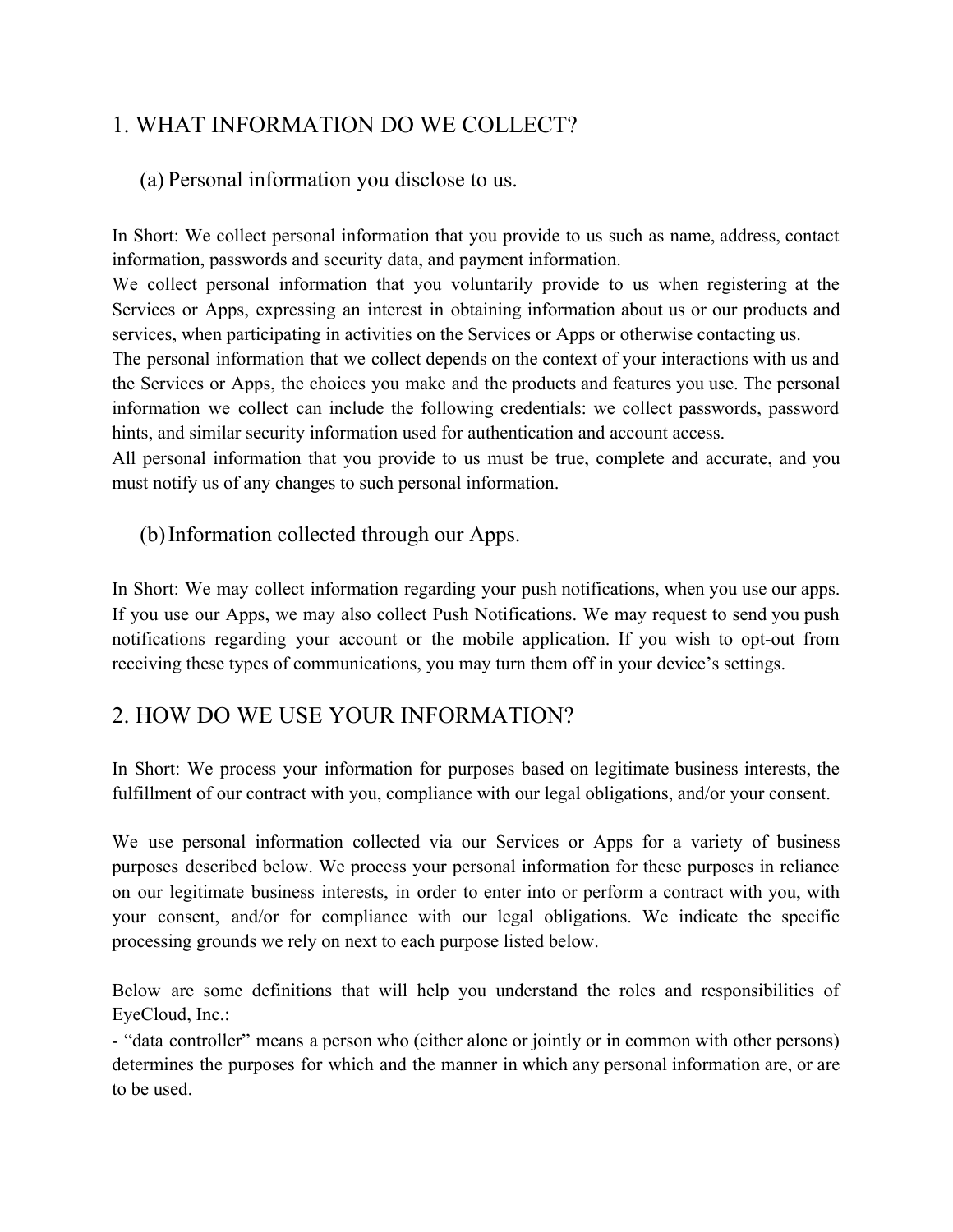## 1. WHAT INFORMATION DO WE COLLECT?

### (a) Personal information you disclose to us.

In Short: We collect personal information that you provide to us such as name, address, contact information, passwords and security data, and payment information.

We collect personal information that you voluntarily provide to us when registering at the Services or Apps, expressing an interest in obtaining information about us or our products and services, when participating in activities on the Services or Apps or otherwise contacting us.

The personal information that we collect depends on the context of your interactions with us and the Services or Apps, the choices you make and the products and features you use. The personal information we collect can include the following credentials: we collect passwords, password hints, and similar security information used for authentication and account access.

All personal information that you provide to us must be true, complete and accurate, and you must notify us of any changes to such personal information.

### (b) Information collected through our Apps.

In Short: We may collect information regarding your push notifications, when you use our apps. If you use our Apps, we may also collect Push Notifications. We may request to send you push notifications regarding your account or the mobile application. If you wish to opt-out from receiving these types of communications, you may turn them off in your device's settings.

## 2. HOW DO WE USE YOUR INFORMATION?

In Short: We process your information for purposes based on legitimate business interests, the fulfillment of our contract with you, compliance with our legal obligations, and/or your consent.

We use personal information collected via our Services or Apps for a variety of business purposes described below. We process your personal information for these purposes in reliance on our legitimate business interests, in order to enter into or perform a contract with you, with your consent, and/or for compliance with our legal obligations. We indicate the specific processing grounds we rely on next to each purpose listed below.

Below are some definitions that will help you understand the roles and responsibilities of EyeCloud, Inc.:

- "data controller" means a person who (either alone or jointly or in common with other persons) determines the purposes for which and the manner in which any personal information are, or are to be used.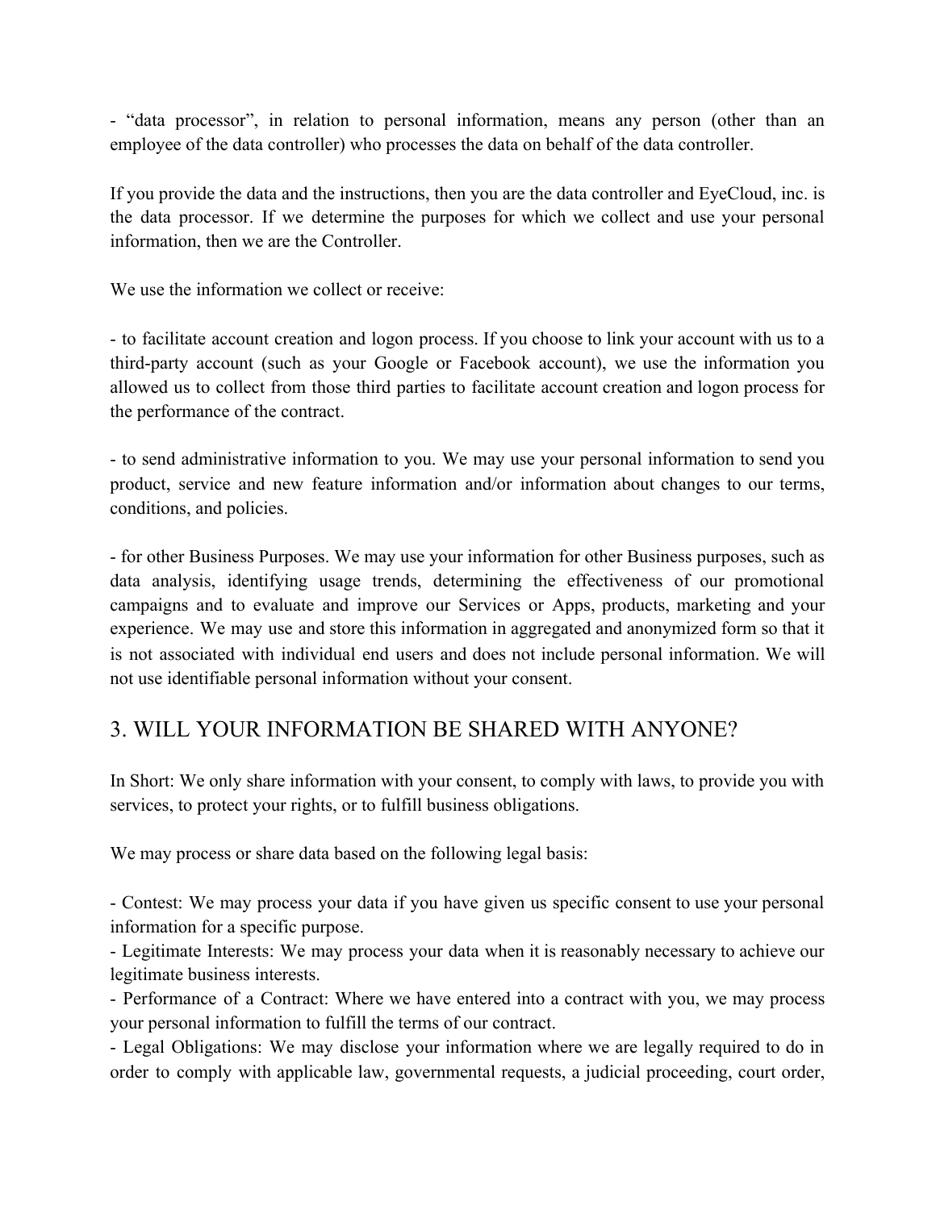- “data processor”, in relation to personal information, means any person (other than an employee of the data controller) who processes the data on behalf of the data controller.

If you provide the data and the instructions, then you are the data controller and EyeCloud, inc. is the data processor. If we determine the purposes for which we collect and use your personal information, then we are the Controller.

We use the information we collect or receive:

- to facilitate account creation and logon process. If you choose to link your account with us to a third-party account (such as your Google or Facebook account), we use the information you allowed us to collect from those third parties to facilitate account creation and logon process for the performance of the contract.

- to send administrative information to you. We may use your personal information to send you product, service and new feature information and/or information about changes to our terms, conditions, and policies.

- for other Business Purposes. We may use your information for other Business purposes, such as data analysis, identifying usage trends, determining the effectiveness of our promotional campaigns and to evaluate and improve our Services or Apps, products, marketing and your experience. We may use and store this information in aggregated and anonymized form so that it is not associated with individual end users and does not include personal information. We will not use identifiable personal information without your consent.

## 3. WILL YOUR INFORMATION BE SHARED WITH ANYONE?

In Short: We only share information with your consent, to comply with laws, to provide you with services, to protect your rights, or to fulfill business obligations.

We may process or share data based on the following legal basis:

- Contest: We may process your data if you have given us specific consent to use your personal information for a specific purpose.
- Legitimate Interests: We may process your data when it is reasonably necessary to achieve our legitimate business interests.
- Performance of a Contract: Where we have entered into a contract with you, we may process your personal information to fulfill the terms of our contract.
- Legal Obligations: We may disclose your information where we are legally required to do in order to comply with applicable law, governmental requests, a judicial proceeding, court order,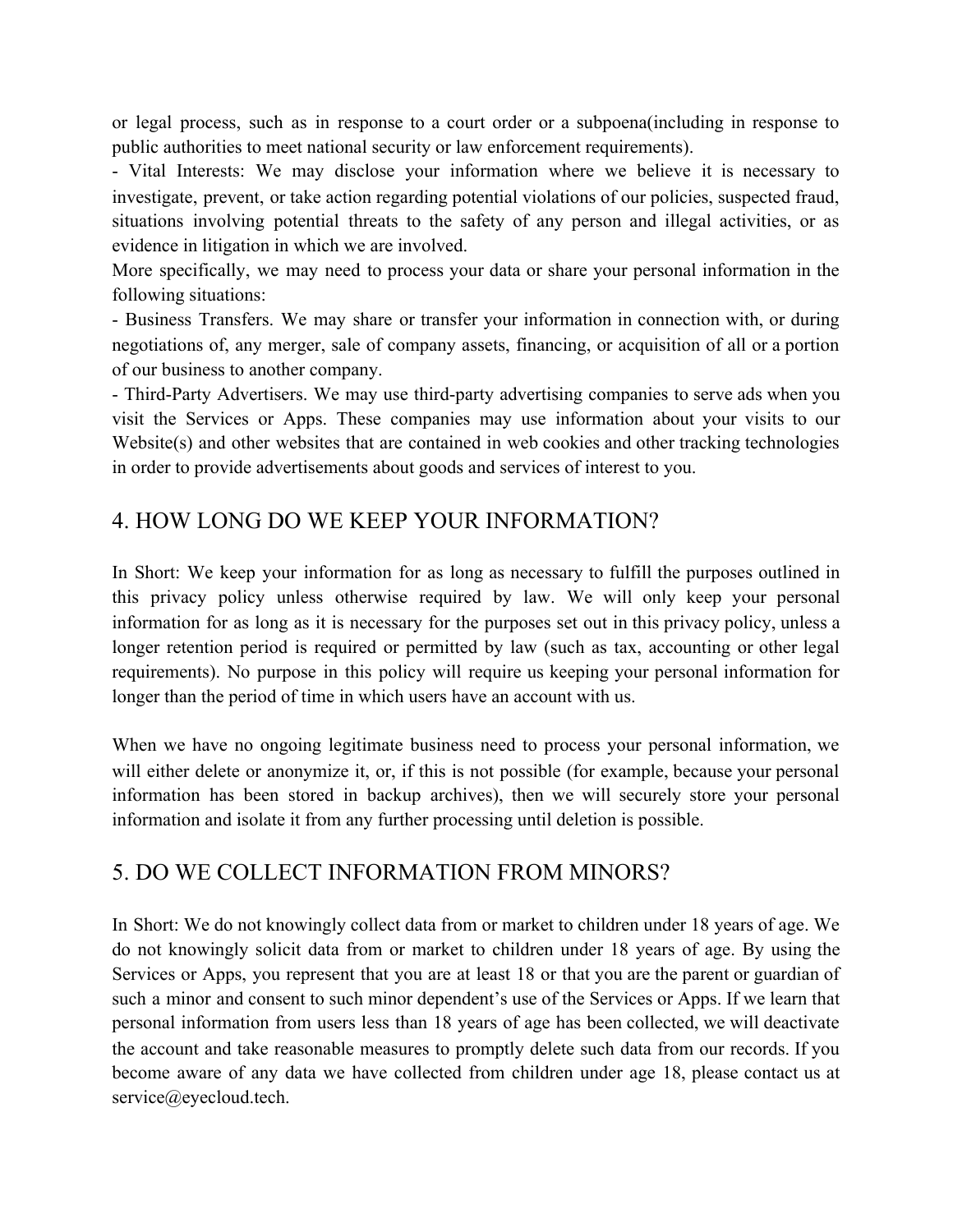or legal process, such as in response to a court order or a subpoena(including in response to public authorities to meet national security or law enforcement requirements).

- Vital Interests: We may disclose your information where we believe it is necessary to investigate, prevent, or take action regarding potential violations of our policies, suspected fraud, situations involving potential threats to the safety of any person and illegal activities, or as evidence in litigation in which we are involved.

More specifically, we may need to process your data or share your personal information in the following situations:

- Business Transfers. We may share or transfer your information in connection with, or during negotiations of, any merger, sale of company assets, financing, or acquisition of all or a portion of our business to another company.
- Third-Party Advertisers. We may use third-party advertising companies to serve ads when you visit the Services or Apps. These companies may use information about your visits to our Website(s) and other websites that are contained in web cookies and other tracking technologies in order to provide advertisements about goods and services of interest to you.

## 4. HOW LONG DO WE KEEP YOUR INFORMATION?

In Short: We keep your information for as long as necessary to fulfill the purposes outlined in this privacy policy unless otherwise required by law. We will only keep your personal information for as long as it is necessary for the purposes set out in this privacy policy, unless a longer retention period is required or permitted by law (such as tax, accounting or other legal requirements). No purpose in this policy will require us keeping your personal information for longer than the period of time in which users have an account with us.

When we have no ongoing legitimate business need to process your personal information, we will either delete or anonymize it, or, if this is not possible (for example, because your personal information has been stored in backup archives), then we will securely store your personal information and isolate it from any further processing until deletion is possible.

## 5. DO WE COLLECT INFORMATION FROM MINORS?

In Short: We do not knowingly collect data from or market to children under 18 years of age. We do not knowingly solicit data from or market to children under 18 years of age. By using the Services or Apps, you represent that you are at least 18 or that you are the parent or guardian of such a minor and consent to such minor dependent's use of the Services or Apps. If we learn that personal information from users less than 18 years of age has been collected, we will deactivate the account and take reasonable measures to promptly delete such data from our records. If you become aware of any data we have collected from children under age 18, please contact us at service@eyecloud.tech.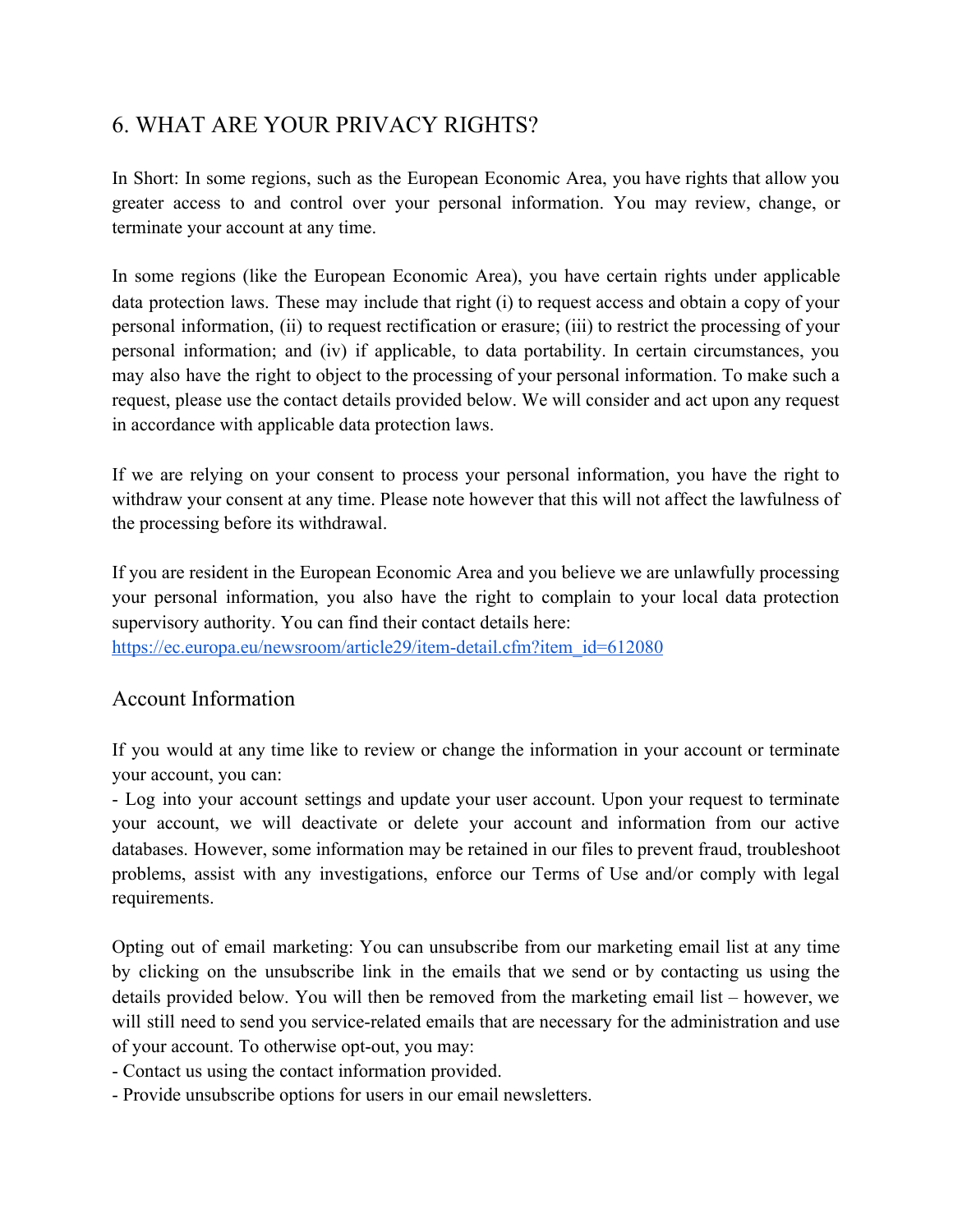## 6. WHAT ARE YOUR PRIVACY RIGHTS?

In Short: In some regions, such as the European Economic Area, you have rights that allow you greater access to and control over your personal information. You may review, change, or terminate your account at any time.

In some regions (like the European Economic Area), you have certain rights under applicable data protection laws. These may include that right (i) to request access and obtain a copy of your personal information, (ii) to request rectification or erasure; (iii) to restrict the processing of your personal information; and (iv) if applicable, to data portability. In certain circumstances, you may also have the right to object to the processing of your personal information. To make such a request, please use the contact details provided below. We will consider and act upon any request in accordance with applicable data protection laws.

If we are relying on your consent to process your personal information, you have the right to withdraw your consent at any time. Please note however that this will not affect the lawfulness of the processing before its withdrawal.

If you are resident in the European Economic Area and you believe we are unlawfully processing your personal information, you also have the right to complain to your local data protection supervisory authority. You can find their contact details here: https://ec.europa.eu/newsroom/article29/item-detail.cfm?item_id=612080

### Account Information

If you would at any time like to review or change the information in your account or terminate your account, you can:

- Log into your account settings and update your user account. Upon your request to terminate your account, we will deactivate or delete your account and information from our active databases. However, some information may be retained in our files to prevent fraud, troubleshoot problems, assist with any investigations, enforce our Terms of Use and/or comply with legal requirements.

Opting out of email marketing: You can unsubscribe from our marketing email list at any time by clicking on the unsubscribe link in the emails that we send or by contacting us using the details provided below. You will then be removed from the marketing email list – however, we will still need to send you service-related emails that are necessary for the administration and use of your account. To otherwise opt-out, you may:

- Contact us using the contact information provided.
- Provide unsubscribe options for users in our email newsletters.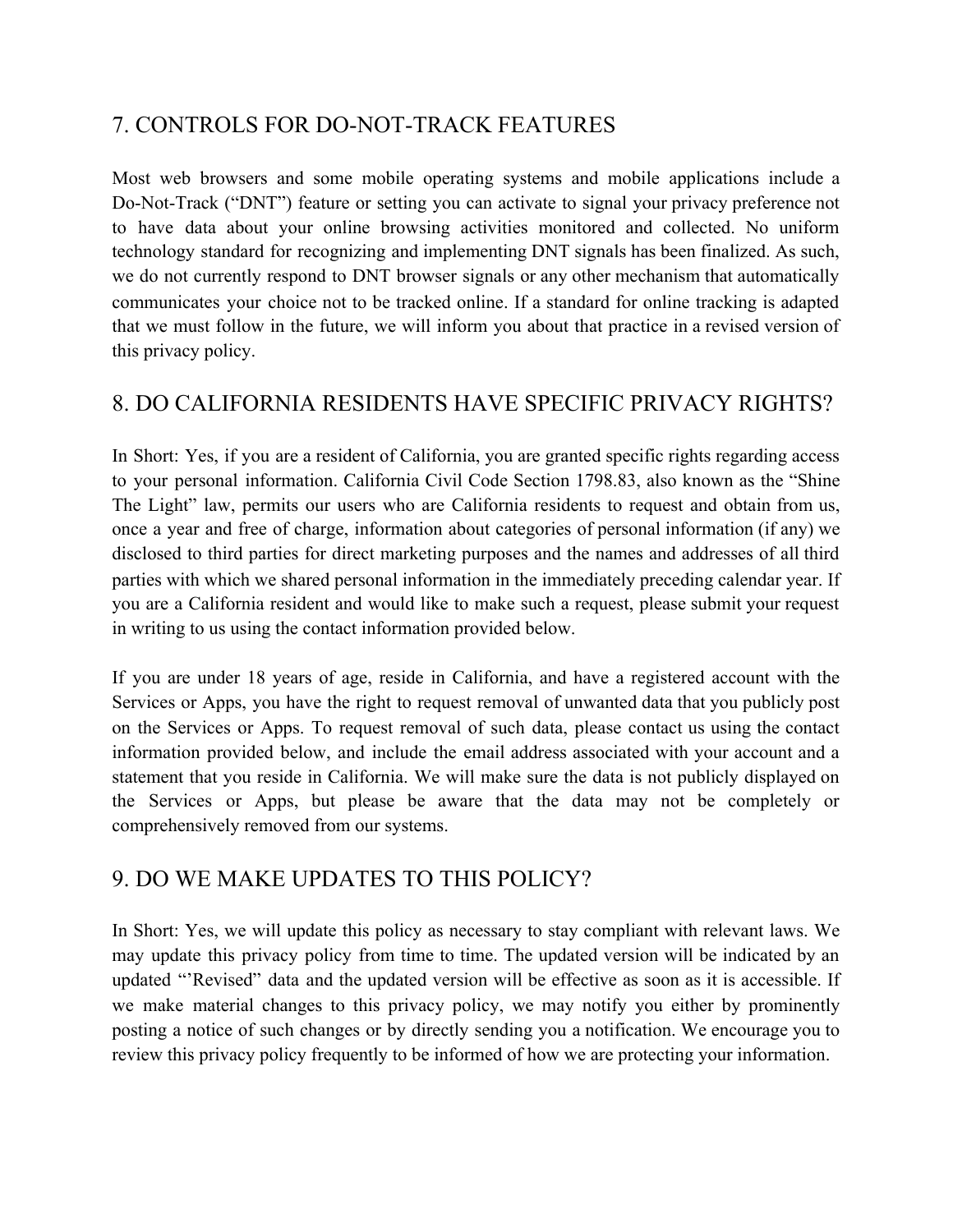## 7. CONTROLS FOR DO-NOT-TRACK FEATURES

Most web browsers and some mobile operating systems and mobile applications include a Do-Not-Track ("DNT") feature or setting you can activate to signal your privacy preference not to have data about your online browsing activities monitored and collected. No uniform technology standard for recognizing and implementing DNT signals has been finalized. As such, we do not currently respond to DNT browser signals or any other mechanism that automatically communicates your choice not to be tracked online. If a standard for online tracking is adapted that we must follow in the future, we will inform you about that practice in a revised version of this privacy policy.

## 8. DO CALIFORNIA RESIDENTS HAVE SPECIFIC PRIVACY RIGHTS?

In Short: Yes, if you are a resident of California, you are granted specific rights regarding access to your personal information. California Civil Code Section 1798.83, also known as the "Shine The Light" law, permits our users who are California residents to request and obtain from us, once a year and free of charge, information about categories of personal information (if any) we disclosed to third parties for direct marketing purposes and the names and addresses of all third parties with which we shared personal information in the immediately preceding calendar year. If you are a California resident and would like to make such a request, please submit your request in writing to us using the contact information provided below.

If you are under 18 years of age, reside in California, and have a registered account with the Services or Apps, you have the right to request removal of unwanted data that you publicly post on the Services or Apps. To request removal of such data, please contact us using the contact information provided below, and include the email address associated with your account and a statement that you reside in California. We will make sure the data is not publicly displayed on the Services or Apps, but please be aware that the data may not be completely or comprehensively removed from our systems.

## 9. DO WE MAKE UPDATES TO THIS POLICY?

In Short: Yes, we will update this policy as necessary to stay compliant with relevant laws. We may update this privacy policy from time to time. The updated version will be indicated by an updated "'Revised" data and the updated version will be effective as soon as it is accessible. If we make material changes to this privacy policy, we may notify you either by prominently posting a notice of such changes or by directly sending you a notification. We encourage you to review this privacy policy frequently to be informed of how we are protecting your information.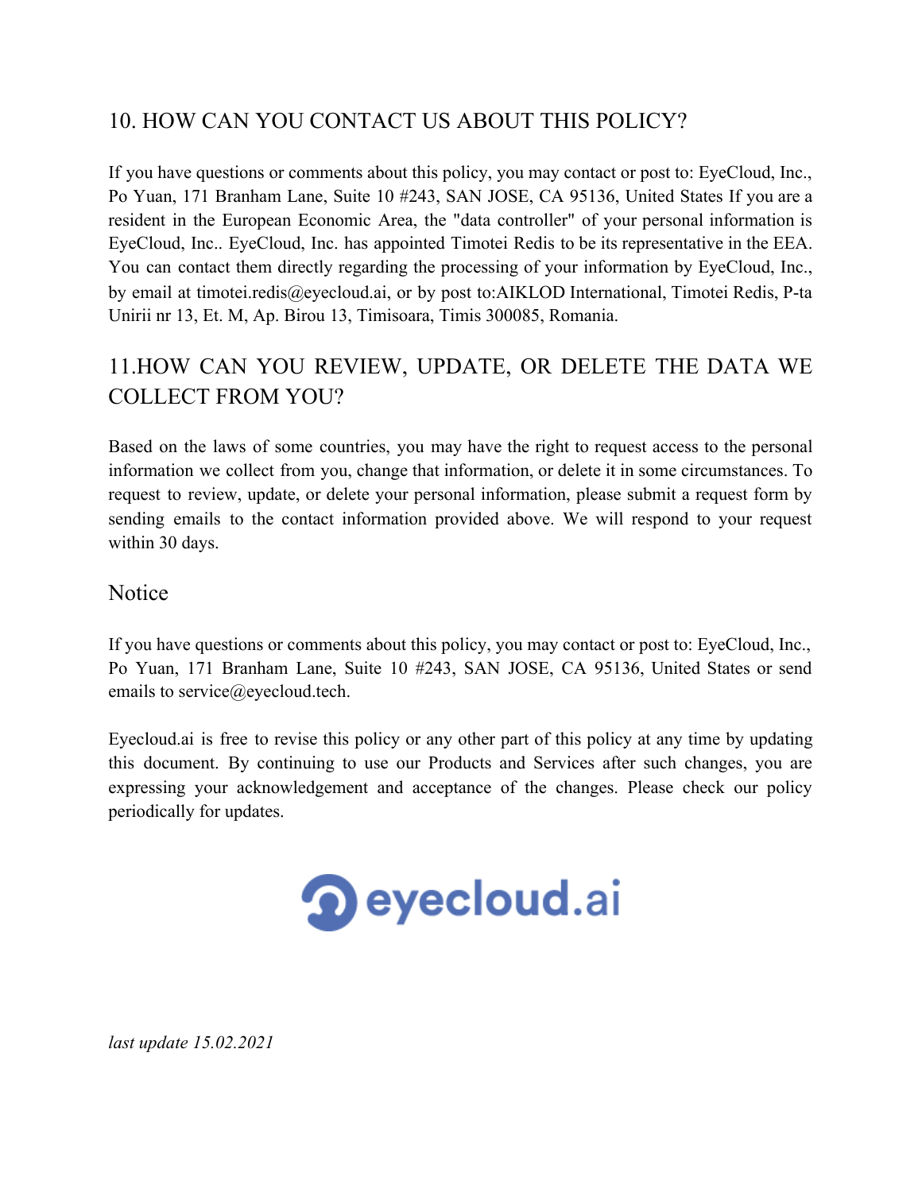## 10. HOW CAN YOU CONTACT US ABOUT THIS POLICY?

If you have questions or comments about this policy, you may contact or post to: EyeCloud, Inc., Po Yuan, 171 Branham Lane, Suite 10 #243, SAN JOSE, CA 95136, United States If you are a resident in the European Economic Area, the "data controller" of your personal information is EyeCloud, Inc.. EyeCloud, Inc. has appointed Timotei Redis to be its representative in the EEA. You can contact them directly regarding the processing of your information by EyeCloud, Inc., by email at timotei.redis@eyecloud.ai, or by post to:AIKLOD International, Timotei Redis, P-ta Unirii nr 13, Et. M, Ap. Birou 13, Timisoara, Timis 300085, Romania.

## 11.HOW CAN YOU REVIEW, UPDATE, OR DELETE THE DATA WE COLLECT FROM YOU?

Based on the laws of some countries, you may have the right to request access to the personal information we collect from you, change that information, or delete it in some circumstances. To request to review, update, or delete your personal information, please submit a request form by sending emails to the contact information provided above. We will respond to your request within 30 days.

## Notice

If you have questions or comments about this policy, you may contact or post to: EyeCloud, Inc., Po Yuan, 171 Branham Lane, Suite 10 #243, SAN JOSE, CA 95136, United States or send emails to service@eyecloud.tech.

Eyecloud.ai is free to revise this policy or any other part of this policy at any time by updating this document. By continuing to use our Products and Services after such changes, you are expressing your acknowledgement and acceptance of the changes. Please check our policy periodically for updates.

eyecloud.ai

*last update 15.02.2021*